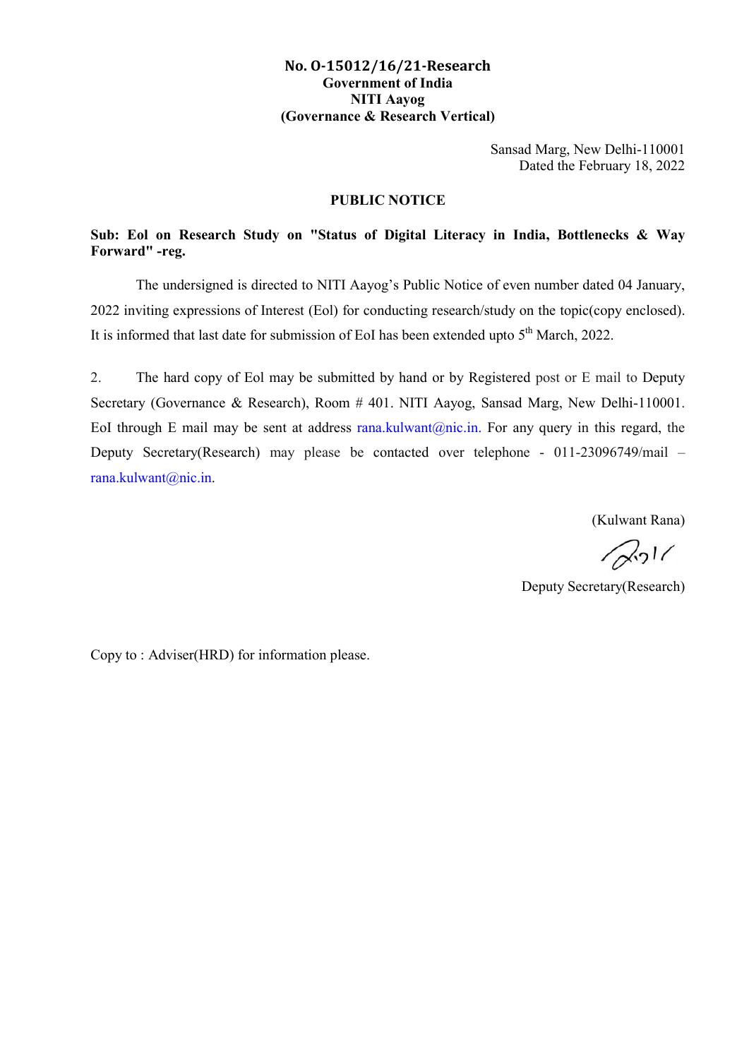**No. O-15012/16/21-Research**
**Government of India**
**NITI Aayog**
**(Governance & Research Vertical)**

Sansad Marg, New Delhi-110001
Dated the February 18, 2022

## PUBLIC NOTICE

**Sub: EoI on Research Study on "Status of Digital Literacy in India, Bottlenecks & Way Forward" -reg.**

The undersigned is directed to NITI Aayog's Public Notice of even number dated 04 January, 2022 inviting expressions of Interest (EoI) for conducting research/study on the topic(copy enclosed). It is informed that last date for submission of EoI has been extended upto 5th March, 2022.

2. The hard copy of EoI may be submitted by hand or by Registered post or E mail to Deputy Secretary (Governance & Research), Room # 401. NITI Aayog, Sansad Marg, New Delhi-110001. EoI through E mail may be sent at address rana.kulwant@nic.in. For any query in this regard, the Deputy Secretary(Research) may please be contacted over telephone - 011-23096749/mail – rana.kulwant@nic.in.

(Kulwant Rana)

Deputy Secretary(Research)

Copy to : Adviser(HRD) for information please.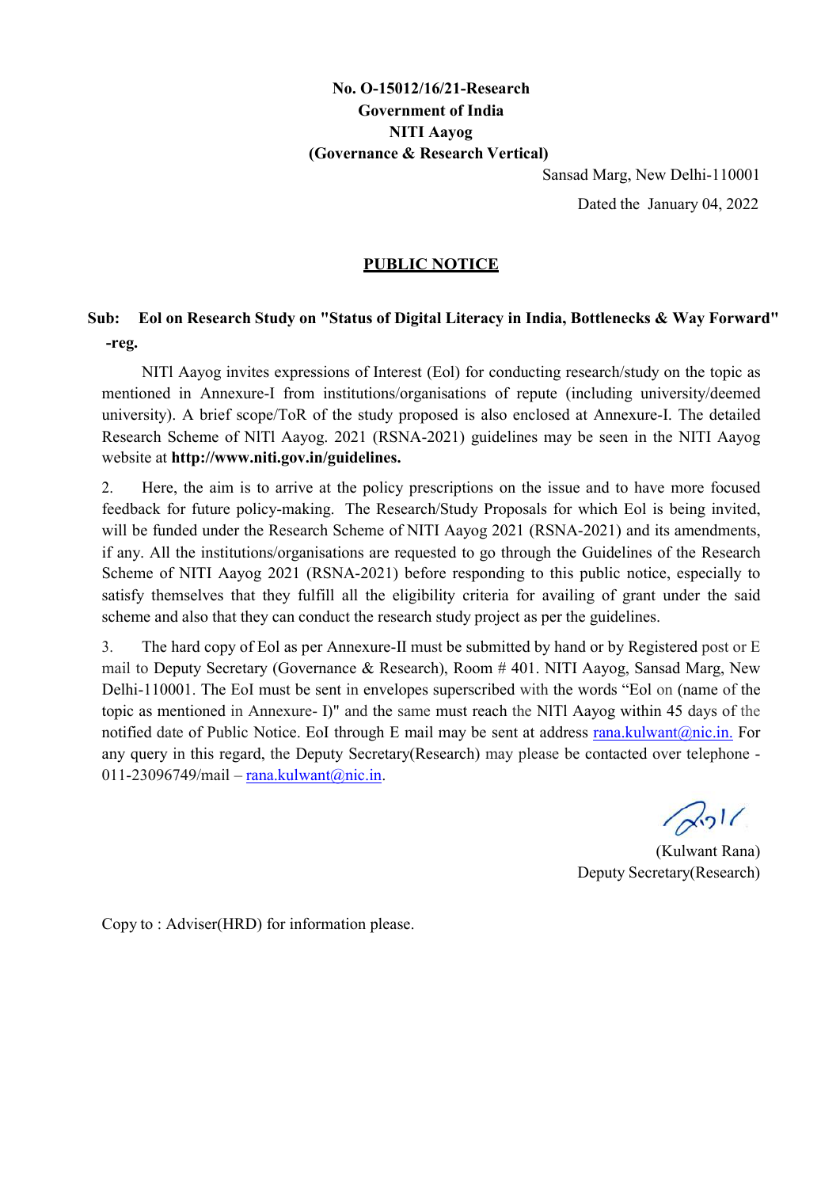**No. O-15012/16/21-Research**
**Government of India**
**NITI Aayog**
**(Governance & Research Vertical)**

Sansad Marg, New Delhi-110001

Dated the January 04, 2022

## PUBLIC NOTICE

**Sub: Eol on Research Study on "Status of Digital Literacy in India, Bottlenecks & Way Forward" -reg.**

NITl Aayog invites expressions of Interest (Eol) for conducting research/study on the topic as mentioned in Annexure-I from institutions/organisations of repute (including university/deemed university). A brief scope/ToR of the study proposed is also enclosed at Annexure-I. The detailed Research Scheme of NITl Aayog. 2021 (RSNA-2021) guidelines may be seen in the NITI Aayog website at **http://www.niti.gov.in/guidelines.**

2. Here, the aim is to arrive at the policy prescriptions on the issue and to have more focused feedback for future policy-making. The Research/Study Proposals for which Eol is being invited, will be funded under the Research Scheme of NITI Aayog 2021 (RSNA-2021) and its amendments, if any. All the institutions/organisations are requested to go through the Guidelines of the Research Scheme of NITI Aayog 2021 (RSNA-2021) before responding to this public notice, especially to satisfy themselves that they fulfill all the eligibility criteria for availing of grant under the said scheme and also that they can conduct the research study project as per the guidelines.

3. The hard copy of Eol as per Annexure-II must be submitted by hand or by Registered post or E mail to Deputy Secretary (Governance & Research), Room # 401. NITI Aayog, Sansad Marg, New Delhi-110001. The EoI must be sent in envelopes superscribed with the words "Eol on (name of the topic as mentioned in Annexure- I)" and the same must reach the NITl Aayog within 45 days of the notified date of Public Notice. EoI through E mail may be sent at address rana.kulwant@nic.in. For any query in this regard, the Deputy Secretary(Research) may please be contacted over telephone - 011-23096749/mail – rana.kulwant@nic.in.

(Kulwant Rana)
Deputy Secretary(Research)

Copy to : Adviser(HRD) for information please.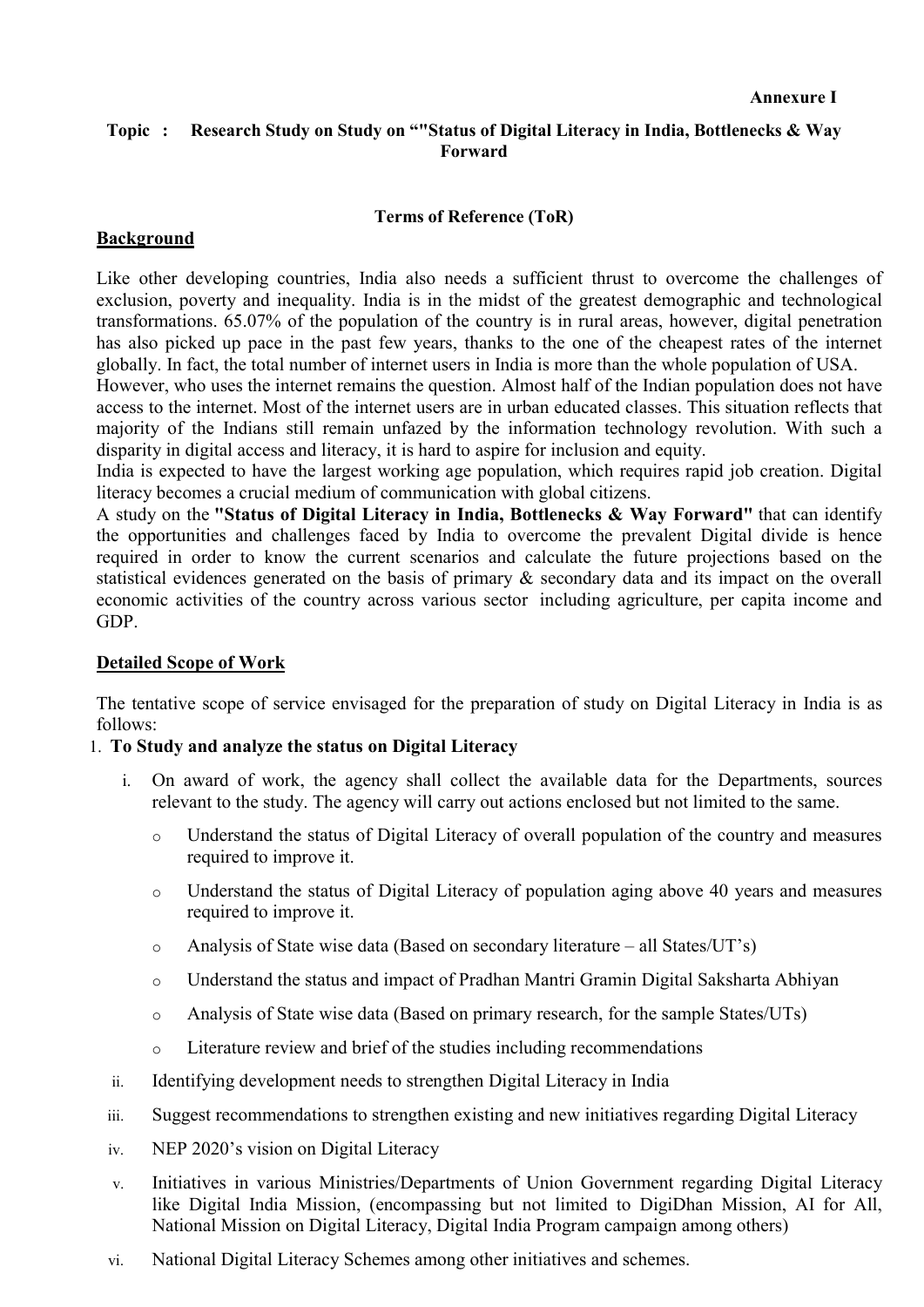**Annexure I**

**Topic : Research Study on Study on “"Status of Digital Literacy in India, Bottlenecks & Way Forward**

**Terms of Reference (ToR)**

**Background**

Like other developing countries, India also needs a sufficient thrust to overcome the challenges of exclusion, poverty and inequality. India is in the midst of the greatest demographic and technological transformations. 65.07% of the population of the country is in rural areas, however, digital penetration has also picked up pace in the past few years, thanks to the one of the cheapest rates of the internet globally. In fact, the total number of internet users in India is more than the whole population of USA.

However, who uses the internet remains the question. Almost half of the Indian population does not have access to the internet. Most of the internet users are in urban educated classes. This situation reflects that majority of the Indians still remain unfazed by the information technology revolution. With such a disparity in digital access and literacy, it is hard to aspire for inclusion and equity.

India is expected to have the largest working age population, which requires rapid job creation. Digital literacy becomes a crucial medium of communication with global citizens.

A study on the **"Status of Digital Literacy in India, Bottlenecks & Way Forward"** that can identify the opportunities and challenges faced by India to overcome the prevalent Digital divide is hence required in order to know the current scenarios and calculate the future projections based on the statistical evidences generated on the basis of primary & secondary data and its impact on the overall economic activities of the country across various sector including agriculture, per capita income and GDP.

**Detailed Scope of Work**

The tentative scope of service envisaged for the preparation of study on Digital Literacy in India is as follows:

1. **To Study and analyze the status on Digital Literacy**

   i. On award of work, the agency shall collect the available data for the Departments, sources relevant to the study. The agency will carry out actions enclosed but not limited to the same.

      - Understand the status of Digital Literacy of overall population of the country and measures required to improve it.
      - Understand the status of Digital Literacy of population aging above 40 years and measures required to improve it.
      - Analysis of State wise data (Based on secondary literature – all States/UT’s)
      - Understand the status and impact of Pradhan Mantri Gramin Digital Saksharta Abhiyan
      - Analysis of State wise data (Based on primary research, for the sample States/UTs)
      - Literature review and brief of the studies including recommendations

   ii. Identifying development needs to strengthen Digital Literacy in India

   iii. Suggest recommendations to strengthen existing and new initiatives regarding Digital Literacy

   iv. NEP 2020’s vision on Digital Literacy

   v. Initiatives in various Ministries/Departments of Union Government regarding Digital Literacy like Digital India Mission, (encompassing but not limited to DigiDhan Mission, AI for All, National Mission on Digital Literacy, Digital India Program campaign among others)

   vi. National Digital Literacy Schemes among other initiatives and schemes.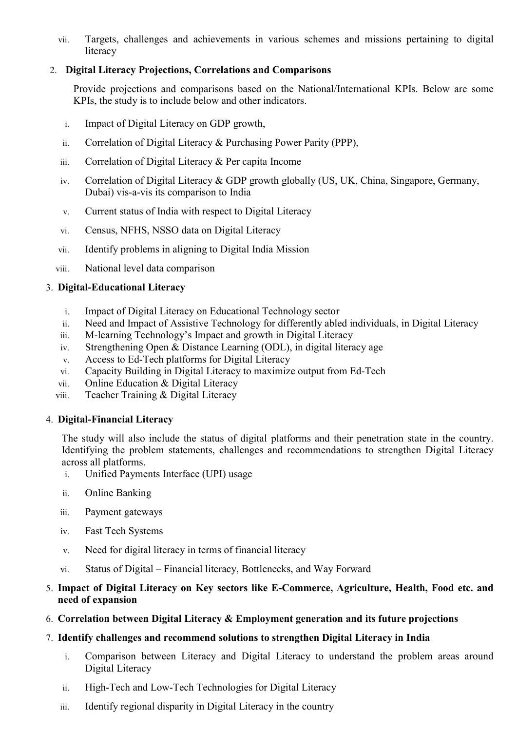vii. Targets, challenges and achievements in various schemes and missions pertaining to digital literacy

2. **Digital Literacy Projections, Correlations and Comparisons**

   Provide projections and comparisons based on the National/International KPIs. Below are some KPIs, the study is to include below and other indicators.

   i. Impact of Digital Literacy on GDP growth,

   ii. Correlation of Digital Literacy & Purchasing Power Parity (PPP),

   iii. Correlation of Digital Literacy & Per capita Income

   iv. Correlation of Digital Literacy & GDP growth globally (US, UK, China, Singapore, Germany, Dubai) vis-a-vis its comparison to India

   v. Current status of India with respect to Digital Literacy

   vi. Census, NFHS, NSSO data on Digital Literacy

   vii. Identify problems in aligning to Digital India Mission

   viii. National level data comparison

3. **Digital-Educational Literacy**

   i. Impact of Digital Literacy on Educational Technology sector
   ii. Need and Impact of Assistive Technology for differently abled individuals, in Digital Literacy
   iii. M-learning Technology's Impact and growth in Digital Literacy
   iv. Strengthening Open & Distance Learning (ODL), in digital literacy age
   v. Access to Ed-Tech platforms for Digital Literacy
   vi. Capacity Building in Digital Literacy to maximize output from Ed-Tech
   vii. Online Education & Digital Literacy
   viii. Teacher Training & Digital Literacy

4. **Digital-Financial Literacy**

   The study will also include the status of digital platforms and their penetration state in the country. Identifying the problem statements, challenges and recommendations to strengthen Digital Literacy across all platforms.

   i. Unified Payments Interface (UPI) usage

   ii. Online Banking

   iii. Payment gateways

   iv. Fast Tech Systems

   v. Need for digital literacy in terms of financial literacy

   vi. Status of Digital – Financial literacy, Bottlenecks, and Way Forward

5. **Impact of Digital Literacy on Key sectors like E-Commerce, Agriculture, Health, Food etc. and need of expansion**

6. **Correlation between Digital Literacy & Employment generation and its future projections**

7. **Identify challenges and recommend solutions to strengthen Digital Literacy in India**

   i. Comparison between Literacy and Digital Literacy to understand the problem areas around Digital Literacy

   ii. High-Tech and Low-Tech Technologies for Digital Literacy

   iii. Identify regional disparity in Digital Literacy in the country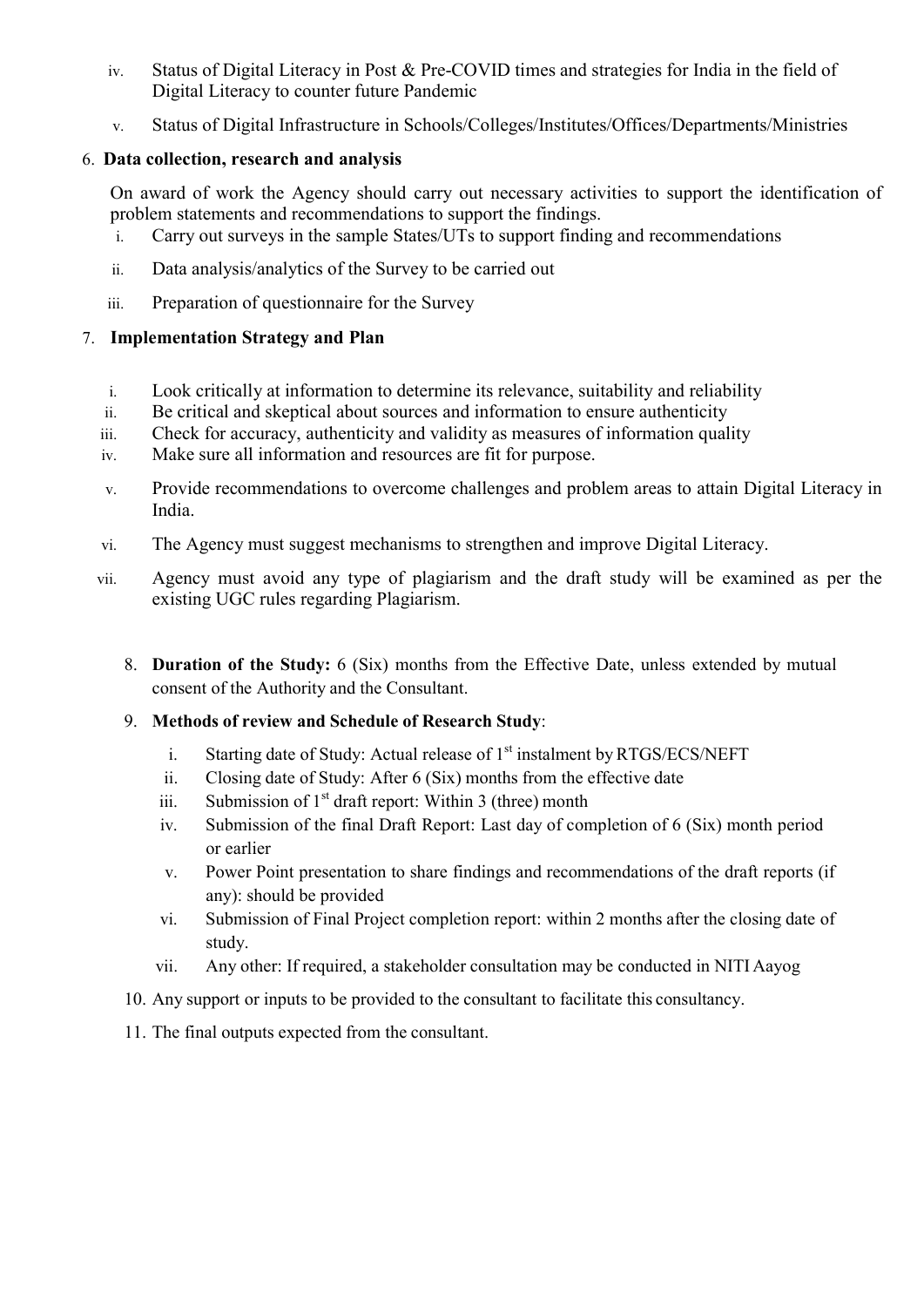iv. Status of Digital Literacy in Post & Pre-COVID times and strategies for India in the field of Digital Literacy to counter future Pandemic

v. Status of Digital Infrastructure in Schools/Colleges/Institutes/Offices/Departments/Ministries

6. **Data collection, research and analysis**

On award of work the Agency should carry out necessary activities to support the identification of problem statements and recommendations to support the findings.

i. Carry out surveys in the sample States/UTs to support finding and recommendations

ii. Data analysis/analytics of the Survey to be carried out

iii. Preparation of questionnaire for the Survey

7. **Implementation Strategy and Plan**

i. Look critically at information to determine its relevance, suitability and reliability
ii. Be critical and skeptical about sources and information to ensure authenticity
iii. Check for accuracy, authenticity and validity as measures of information quality
iv. Make sure all information and resources are fit for purpose.
v. Provide recommendations to overcome challenges and problem areas to attain Digital Literacy in India.
vi. The Agency must suggest mechanisms to strengthen and improve Digital Literacy.
vii. Agency must avoid any type of plagiarism and the draft study will be examined as per the existing UGC rules regarding Plagiarism.

8. **Duration of the Study:** 6 (Six) months from the Effective Date, unless extended by mutual consent of the Authority and the Consultant.

9. **Methods of review and Schedule of Research Study**:

   i. Starting date of Study: Actual release of 1st instalment by RTGS/ECS/NEFT
   ii. Closing date of Study: After 6 (Six) months from the effective date
   iii. Submission of 1st draft report: Within 3 (three) month
   iv. Submission of the final Draft Report: Last day of completion of 6 (Six) month period or earlier
   v. Power Point presentation to share findings and recommendations of the draft reports (if any): should be provided
   vi. Submission of Final Project completion report: within 2 months after the closing date of study.
   vii. Any other: If required, a stakeholder consultation may be conducted in NITI Aayog

10. Any support or inputs to be provided to the consultant to facilitate this consultancy.

11. The final outputs expected from the consultant.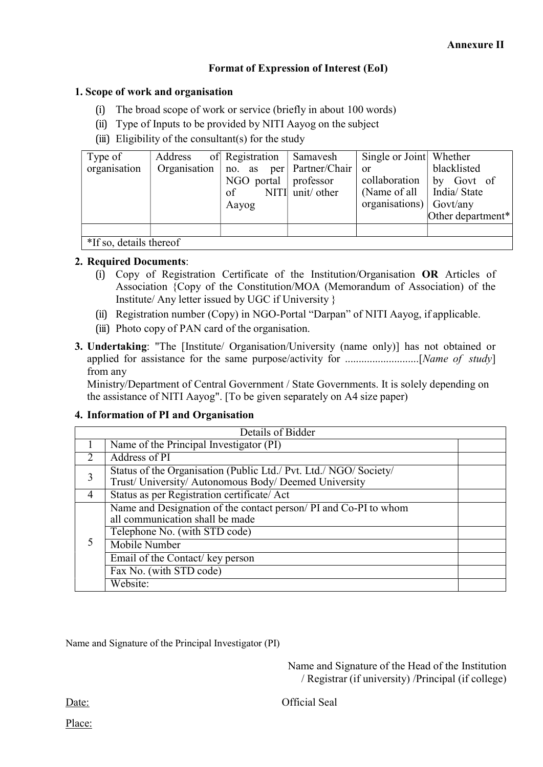**Annexure II**

## Format of Expression of Interest (EoI)

### 1. Scope of work and organisation

(i) The broad scope of work or service (briefly in about 100 words)

(ii) Type of Inputs to be provided by NITI Aayog on the subject

(iii) Eligibility of the consultant(s) for the study

| Type of organisation | Address of Organisation | Registration no. as per NGO portal of NITI Aayog | Samavesh Partner/Chair professor unit/ other | Single or Joint or collaboration (Name of all organisations) | Whether blacklisted by Govt of India/ State Govt/any Other department* |
|---|---|---|---|---|---|
| | | | | | |
| *If so, details thereof | | | | | |

### 2. Required Documents:

(i) Copy of Registration Certificate of the Institution/Organisation **OR** Articles of Association {Copy of the Constitution/MOA (Memorandum of Association) of the Institute/ Any letter issued by UGC if University }

(ii) Registration number (Copy) in NGO-Portal "Darpan" of NITI Aayog, if applicable.

(iii) Photo copy of PAN card of the organisation.

### 3. Undertaking:

"The [Institute/ Organisation/University (name only)] has not obtained or applied for assistance for the same purpose/activity for ..........................[*Name of study*] from any Ministry/Department of Central Government / State Governments. It is solely depending on the assistance of NITI Aayog". [To be given separately on A4 size paper)

### 4. Information of PI and Organisation

| Details of Bidder | | |
|---|---|---|
| 1 | Name of the Principal Investigator (PI) | |
| 2 | Address of PI | |
| 3 | Status of the Organisation (Public Ltd./ Pvt. Ltd./ NGO/ Society/ Trust/ University/ Autonomous Body/ Deemed University | |
| 4 | Status as per Registration certificate/ Act | |
| 5 | Name and Designation of the contact person/ PI and Co-PI to whom all communication shall be made | |
| | Telephone No. (with STD code) | |
| | Mobile Number | |
| | Email of the Contact/ key person | |
| | Fax No. (with STD code) | |
| | Website: | |

Name and Signature of the Principal Investigator (PI)

Name and Signature of the Head of the Institution / Registrar (if university) /Principal (if college)

Date:

Official Seal

Place: